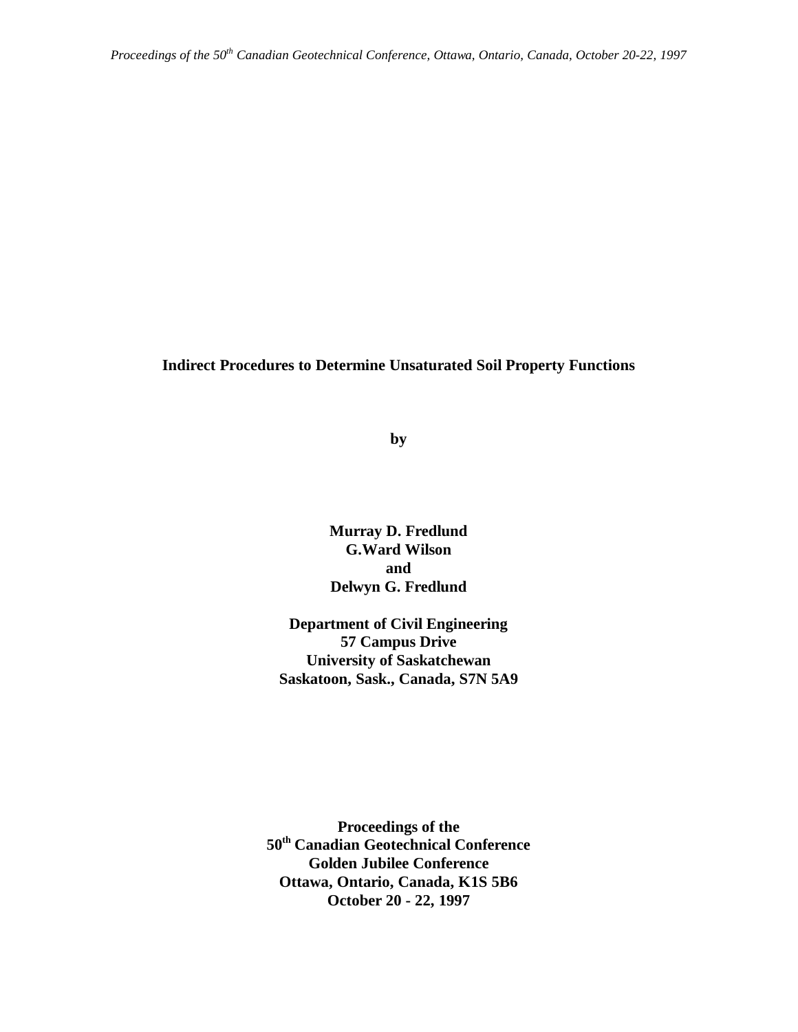# Indirect Procedures to Determine Unsaturated Soil Property Functions

**by**

**Murray D. Fredlund**
**G.Ward Wilson**
**and**
**Delwyn G. Fredlund**

**Department of Civil Engineering**
**57 Campus Drive**
**University of Saskatchewan**
**Saskatoon, Sask., Canada, S7N 5A9**

**Proceedings of the**
**50th Canadian Geotechnical Conference**
**Golden Jubilee Conference**
**Ottawa, Ontario, Canada, K1S 5B6**
**October 20 - 22, 1997**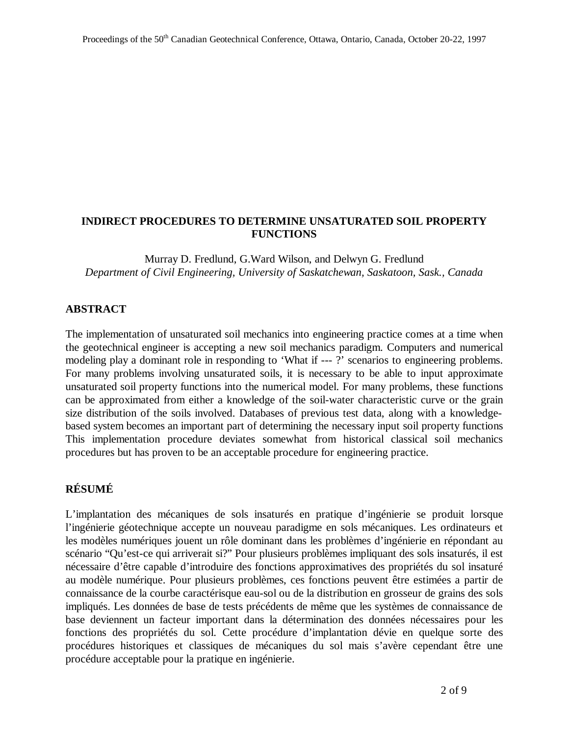# INDIRECT PROCEDURES TO DETERMINE UNSATURATED SOIL PROPERTY FUNCTIONS

Murray D. Fredlund, G.Ward Wilson, and Delwyn G. Fredlund
*Department of Civil Engineering, University of Saskatchewan, Saskatoon, Sask., Canada*

## ABSTRACT

The implementation of unsaturated soil mechanics into engineering practice comes at a time when the geotechnical engineer is accepting a new soil mechanics paradigm. Computers and numerical modeling play a dominant role in responding to 'What if --- ?' scenarios to engineering problems. For many problems involving unsaturated soils, it is necessary to be able to input approximate unsaturated soil property functions into the numerical model. For many problems, these functions can be approximated from either a knowledge of the soil-water characteristic curve or the grain size distribution of the soils involved. Databases of previous test data, along with a knowledge-based system becomes an important part of determining the necessary input soil property functions This implementation procedure deviates somewhat from historical classical soil mechanics procedures but has proven to be an acceptable procedure for engineering practice.

## RÉSUMÉ

L'implantation des mécaniques de sols insaturés en pratique d'ingénierie se produit lorsque l'ingénierie géotechnique accepte un nouveau paradigme en sols mécaniques. Les ordinateurs et les modèles numériques jouent un rôle dominant dans les problèmes d'ingénierie en répondant au scénario "Qu'est-ce qui arriverait si?" Pour plusieurs problèmes impliquant des sols insaturés, il est nécessaire d'être capable d'introduire des fonctions approximatives des propriétés du sol insaturé au modèle numérique. Pour plusieurs problèmes, ces fonctions peuvent être estimées a partir de connaissance de la courbe caractérisque eau-sol ou de la distribution en grosseur de grains des sols impliqués. Les données de base de tests précédents de même que les systèmes de connaissance de base deviennent un facteur important dans la détermination des données nécessaires pour les fonctions des propriétés du sol. Cette procédure d'implantation dévie en quelque sorte des procédures historiques et classiques de mécaniques du sol mais s'avère cependant être une procédure acceptable pour la pratique en ingénierie.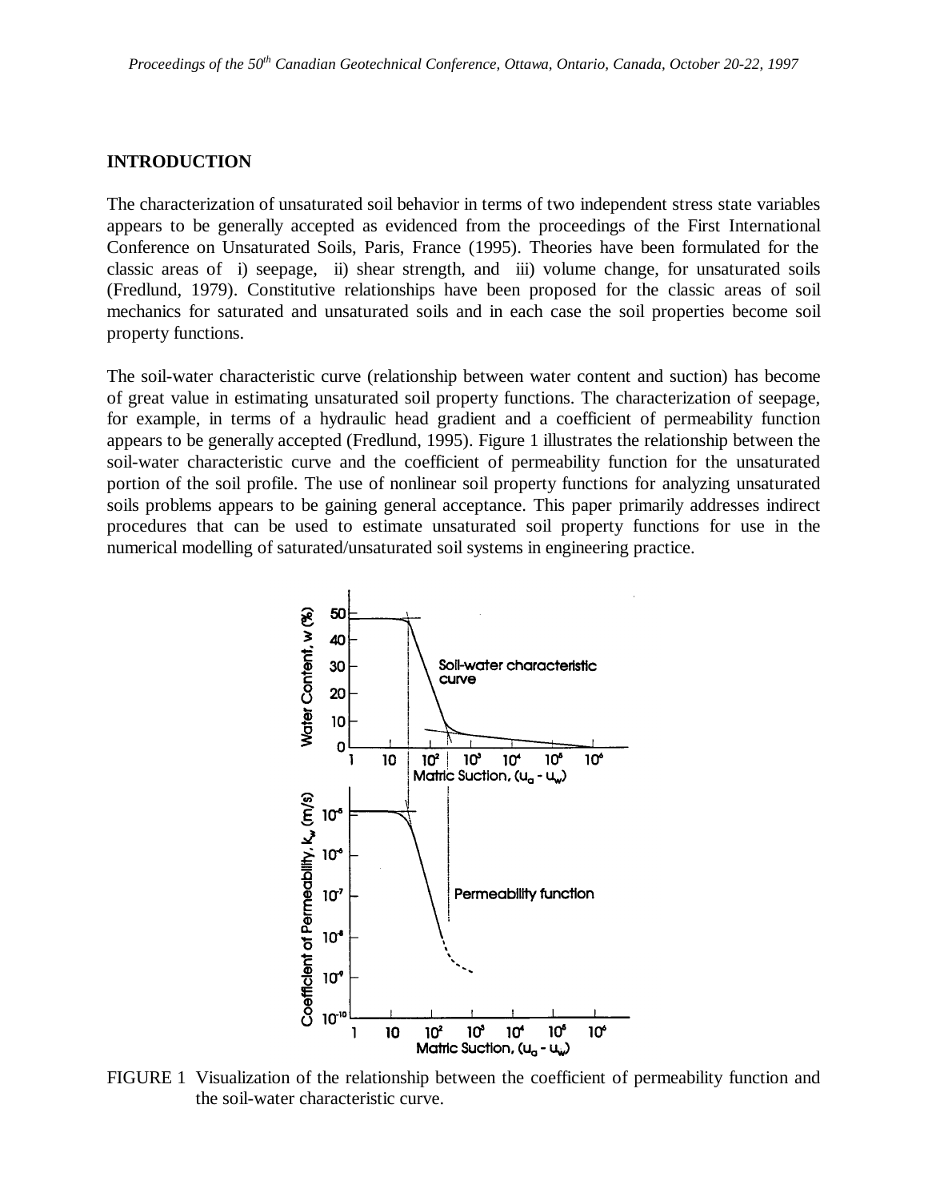## INTRODUCTION

The characterization of unsaturated soil behavior in terms of two independent stress state variables appears to be generally accepted as evidenced from the proceedings of the First International Conference on Unsaturated Soils, Paris, France (1995). Theories have been formulated for the classic areas of i) seepage, ii) shear strength, and iii) volume change, for unsaturated soils (Fredlund, 1979). Constitutive relationships have been proposed for the classic areas of soil mechanics for saturated and unsaturated soils and in each case the soil properties become soil property functions.

The soil-water characteristic curve (relationship between water content and suction) has become of great value in estimating unsaturated soil property functions. The characterization of seepage, for example, in terms of a hydraulic head gradient and a coefficient of permeability function appears to be generally accepted (Fredlund, 1995). Figure 1 illustrates the relationship between the soil-water characteristic curve and the coefficient of permeability function for the unsaturated portion of the soil profile. The use of nonlinear soil property functions for analyzing unsaturated soils problems appears to be gaining general acceptance. This paper primarily addresses indirect procedures that can be used to estimate unsaturated soil property functions for use in the numerical modelling of saturated/unsaturated soil systems in engineering practice.

FIGURE 1 Visualization of the relationship between the coefficient of permeability function and the soil-water characteristic curve.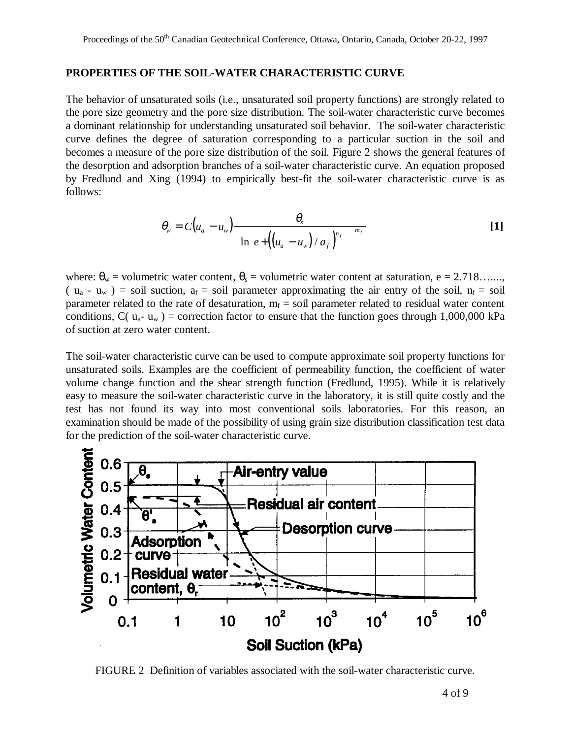## PROPERTIES OF THE SOIL-WATER CHARACTERISTIC CURVE

The behavior of unsaturated soils (i.e., unsaturated soil property functions) are strongly related to the pore size geometry and the pore size distribution. The soil-water characteristic curve becomes a dominant relationship for understanding unsaturated soil behavior. The soil-water characteristic curve defines the degree of saturation corresponding to a particular suction in the soil and becomes a measure of the pore size distribution of the soil. Figure 2 shows the general features of the desorption and adsorption branches of a soil-water characteristic curve. An equation proposed by Fredlund and Xing (1994) to empirically best-fit the soil-water characteristic curve is as follows:

$$\theta_w = C\left(u_a - u_w\right) \frac{\theta_s}{\left\{ \ln\left[ e + \left(\left(u_a - u_w\right)/a_f\right)^{n_f} \right] \right\}^{m_f}} \qquad \textbf{[1]}$$

where: $\theta_w$ = volumetric water content, $\theta_s$ = volumetric water content at saturation, e = 2.718….., $(u_a - u_w)$ = soil suction, $a_f$ = soil parameter approximating the air entry of the soil, $n_f$ = soil parameter related to the rate of desaturation, $m_f$ = soil parameter related to residual water content conditions, $C(u_a - u_w)$ = correction factor to ensure that the function goes through 1,000,000 kPa of suction at zero water content.

The soil-water characteristic curve can be used to compute approximate soil property functions for unsaturated soils. Examples are the coefficient of permeability function, the coefficient of water volume change function and the shear strength function (Fredlund, 1995). While it is relatively easy to measure the soil-water characteristic curve in the laboratory, it is still quite costly and the test has not found its way into most conventional soils laboratories. For this reason, an examination should be made of the possibility of using grain size distribution classification test data for the prediction of the soil-water characteristic curve.

FIGURE 2 Definition of variables associated with the soil-water characteristic curve.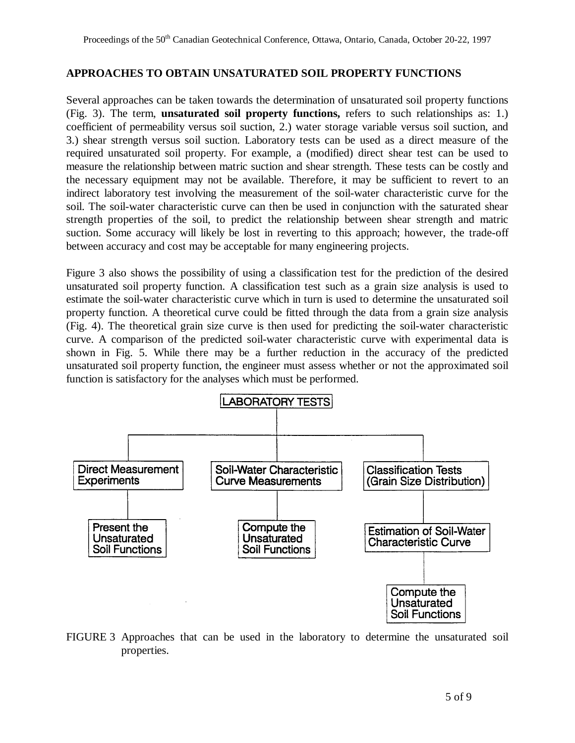## APPROACHES TO OBTAIN UNSATURATED SOIL PROPERTY FUNCTIONS

Several approaches can be taken towards the determination of unsaturated soil property functions (Fig. 3). The term, **unsaturated soil property functions,** refers to such relationships as: 1.) coefficient of permeability versus soil suction, 2.) water storage variable versus soil suction, and 3.) shear strength versus soil suction. Laboratory tests can be used as a direct measure of the required unsaturated soil property. For example, a (modified) direct shear test can be used to measure the relationship between matric suction and shear strength. These tests can be costly and the necessary equipment may not be available. Therefore, it may be sufficient to revert to an indirect laboratory test involving the measurement of the soil-water characteristic curve for the soil. The soil-water characteristic curve can then be used in conjunction with the saturated shear strength properties of the soil, to predict the relationship between shear strength and matric suction. Some accuracy will likely be lost in reverting to this approach; however, the trade-off between accuracy and cost may be acceptable for many engineering projects.

Figure 3 also shows the possibility of using a classification test for the prediction of the desired unsaturated soil property function. A classification test such as a grain size analysis is used to estimate the soil-water characteristic curve which in turn is used to determine the unsaturated soil property function. A theoretical curve could be fitted through the data from a grain size analysis (Fig. 4). The theoretical grain size curve is then used for predicting the soil-water characteristic curve. A comparison of the predicted soil-water characteristic curve with experimental data is shown in Fig. 5. While there may be a further reduction in the accuracy of the predicted unsaturated soil property function, the engineer must assess whether or not the approximated soil function is satisfactory for the analyses which must be performed.

LABORATORY TESTS

- Direct Measurement Experiments → Present the Unsaturated Soil Functions
- Soil-Water Characteristic Curve Measurements → Compute the Unsaturated Soil Functions
- Classification Tests (Grain Size Distribution) → Estimation of Soil-Water Characteristic Curve → Compute the Unsaturated Soil Functions

FIGURE 3 Approaches that can be used in the laboratory to determine the unsaturated soil properties.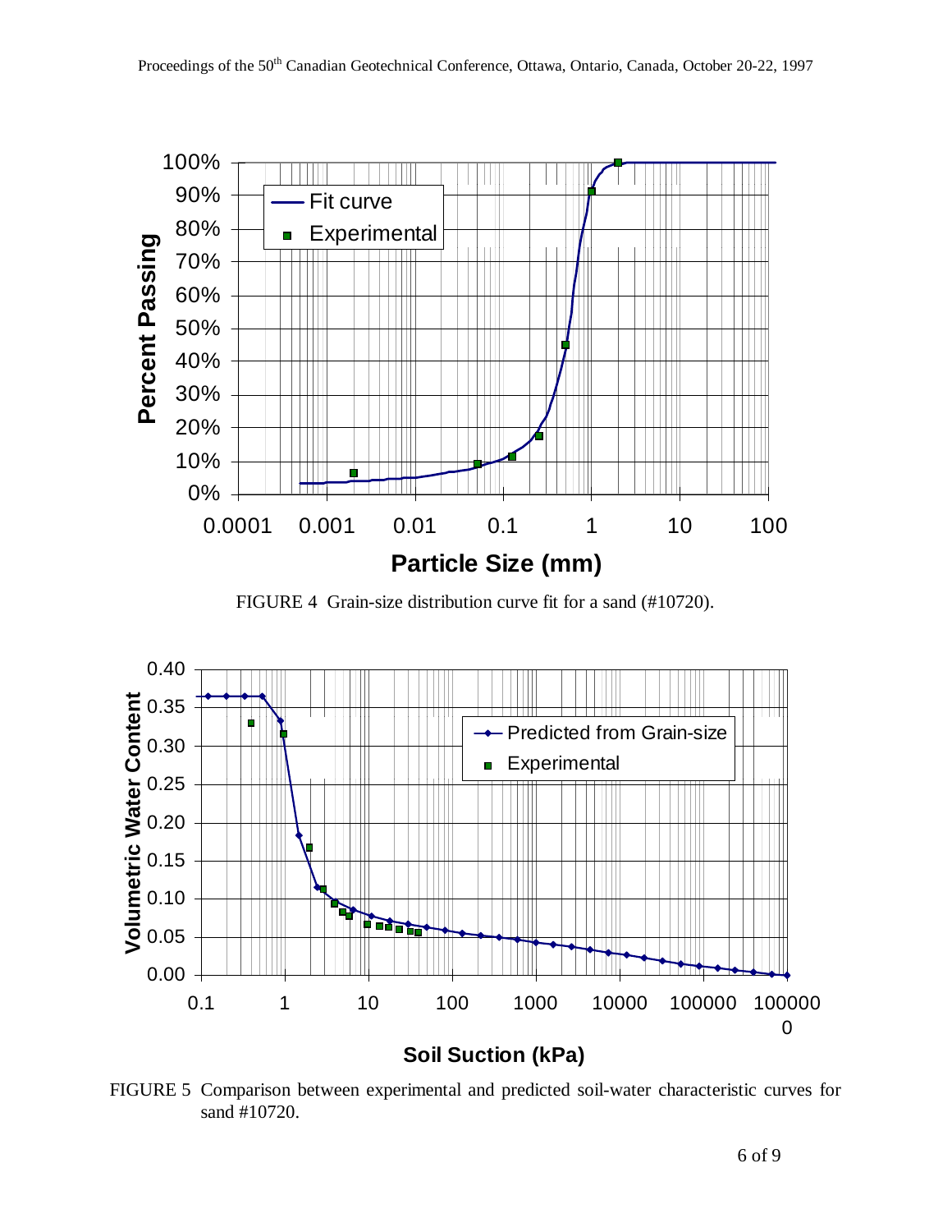FIGURE 4 Grain-size distribution curve fit for a sand (#10720).

FIGURE 5 Comparison between experimental and predicted soil-water characteristic curves for sand #10720.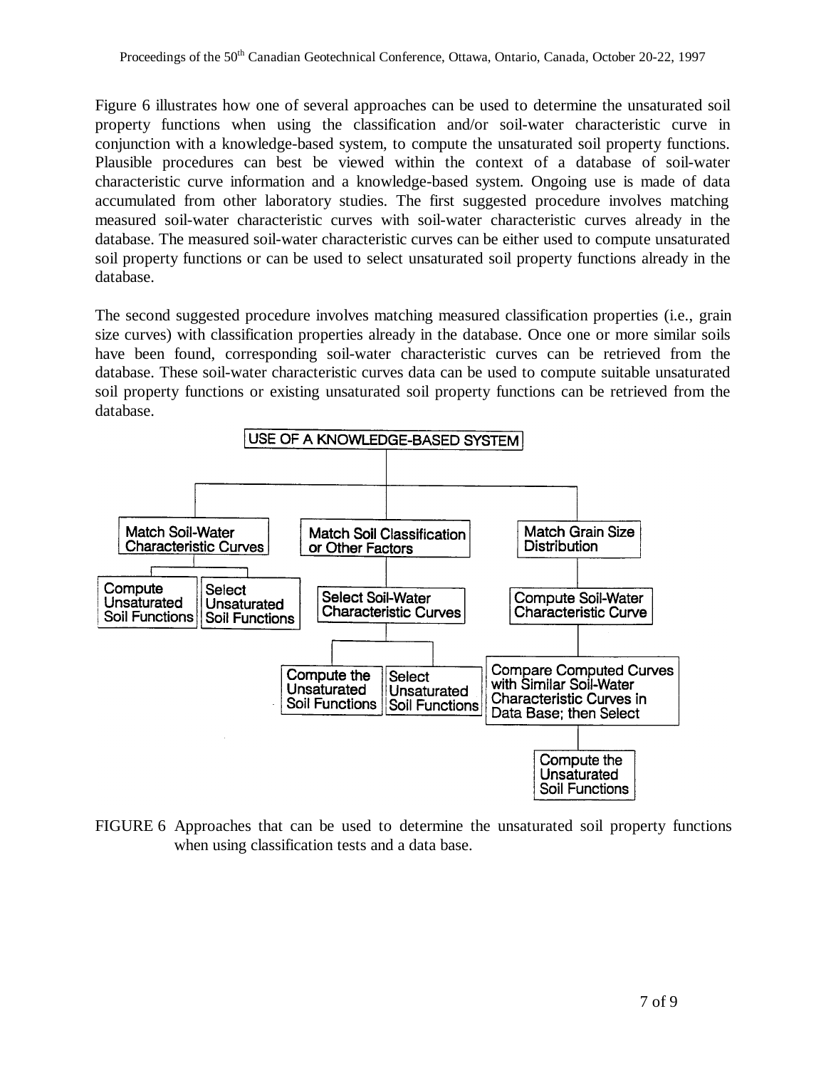Figure 6 illustrates how one of several approaches can be used to determine the unsaturated soil property functions when using the classification and/or soil-water characteristic curve in conjunction with a knowledge-based system, to compute the unsaturated soil property functions. Plausible procedures can best be viewed within the context of a database of soil-water characteristic curve information and a knowledge-based system. Ongoing use is made of data accumulated from other laboratory studies. The first suggested procedure involves matching measured soil-water characteristic curves with soil-water characteristic curves already in the database. The measured soil-water characteristic curves can be either used to compute unsaturated soil property functions or can be used to select unsaturated soil property functions already in the database.

The second suggested procedure involves matching measured classification properties (i.e., grain size curves) with classification properties already in the database. Once one or more similar soils have been found, corresponding soil-water characteristic curves can be retrieved from the database. These soil-water characteristic curves data can be used to compute suitable unsaturated soil property functions or existing unsaturated soil property functions can be retrieved from the database.

USE OF A KNOWLEDGE-BASED SYSTEM

- Match Soil-Water Characteristic Curves
  - Compute Unsaturated Soil Functions
  - Select Unsaturated Soil Functions
- Match Soil Classification or Other Factors
  - Select Soil-Water Characteristic Curves
    - Compute the Unsaturated Soil Functions
    - Select Unsaturated Soil Functions
- Match Grain Size Distribution
  - Compute Soil-Water Characteristic Curve
    - Compare Computed Curves with Similar Soil-Water Characteristic Curves in Data Base; then Select
      - Compute the Unsaturated Soil Functions

FIGURE 6 Approaches that can be used to determine the unsaturated soil property functions when using classification tests and a data base.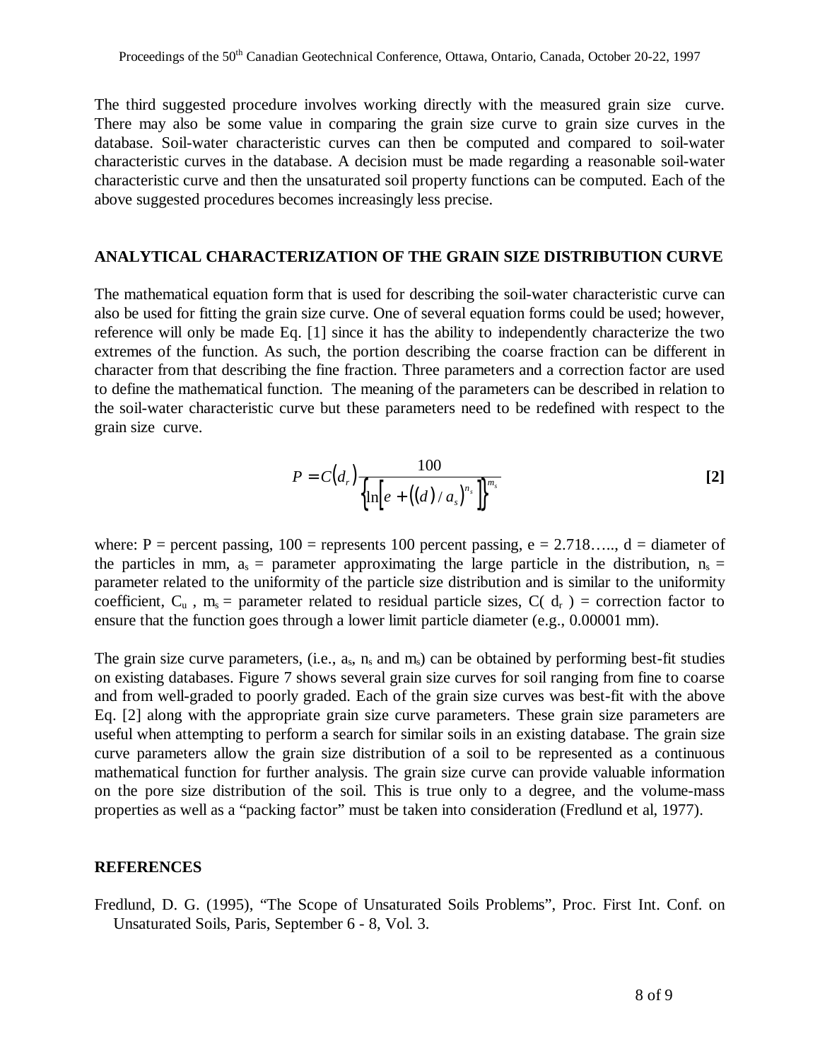The third suggested procedure involves working directly with the measured grain size curve. There may also be some value in comparing the grain size curve to grain size curves in the database. Soil-water characteristic curves can then be computed and compared to soil-water characteristic curves in the database. A decision must be made regarding a reasonable soil-water characteristic curve and then the unsaturated soil property functions can be computed. Each of the above suggested procedures becomes increasingly less precise.

## ANALYTICAL CHARACTERIZATION OF THE GRAIN SIZE DISTRIBUTION CURVE

The mathematical equation form that is used for describing the soil-water characteristic curve can also be used for fitting the grain size curve. One of several equation forms could be used; however, reference will only be made Eq. [1] since it has the ability to independently characterize the two extremes of the function. As such, the portion describing the coarse fraction can be different in character from that describing the fine fraction. Three parameters and a correction factor are used to define the mathematical function. The meaning of the parameters can be described in relation to the soil-water characteristic curve but these parameters need to be redefined with respect to the grain size curve.

$$P = C(d_r) \frac{100}{\left\{ \ln\left[ e + \left( (d) / a_s \right)^{n_s} \right] \right\}^{m_s}} \qquad \textbf{[2]}$$

where: P = percent passing, 100 = represents 100 percent passing, e = 2.718….., d = diameter of the particles in mm, $a_s$ = parameter approximating the large particle in the distribution, $n_s$ = parameter related to the uniformity of the particle size distribution and is similar to the uniformity coefficient, $C_u$ , $m_s$ = parameter related to residual particle sizes, $C(d_r)$ = correction factor to ensure that the function goes through a lower limit particle diameter (e.g., 0.00001 mm).

The grain size curve parameters, (i.e., $a_s$, $n_s$ and $m_s$) can be obtained by performing best-fit studies on existing databases. Figure 7 shows several grain size curves for soil ranging from fine to coarse and from well-graded to poorly graded. Each of the grain size curves was best-fit with the above Eq. [2] along with the appropriate grain size curve parameters. These grain size parameters are useful when attempting to perform a search for similar soils in an existing database. The grain size curve parameters allow the grain size distribution of a soil to be represented as a continuous mathematical function for further analysis. The grain size curve can provide valuable information on the pore size distribution of the soil. This is true only to a degree, and the volume-mass properties as well as a "packing factor" must be taken into consideration (Fredlund et al, 1977).

## REFERENCES

Fredlund, D. G. (1995), "The Scope of Unsaturated Soils Problems", Proc. First Int. Conf. on Unsaturated Soils, Paris, September 6 - 8, Vol. 3.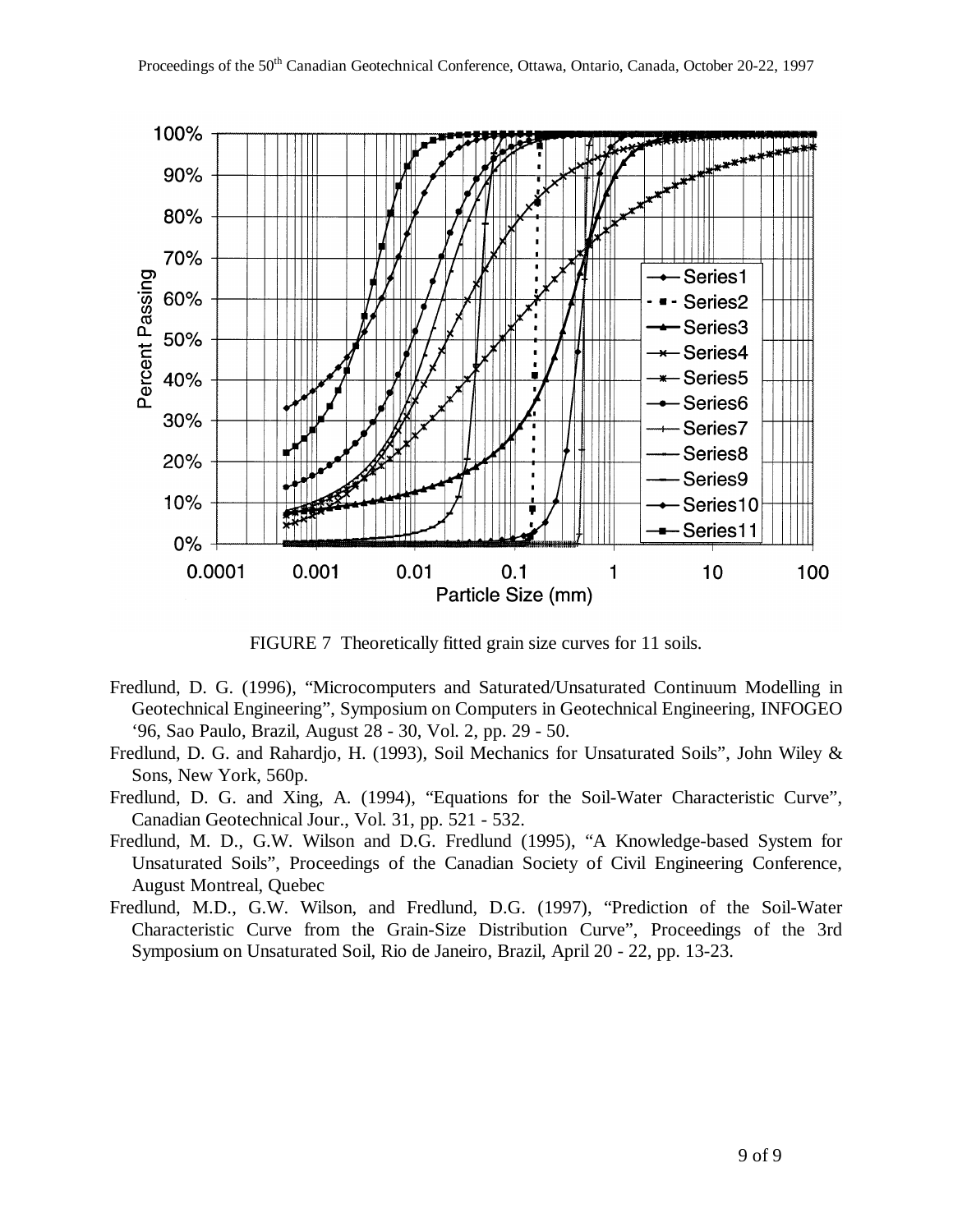100%
90%
80%
70%
60%
50%
40%
30%
20%
10%
0%

Percent Passing

0.0001 0.001 0.01 0.1 1 10 100

Particle Size (mm)

Series1
Series2
Series3
Series4
Series5
Series6
Series7
Series8
Series9
Series10
Series11

FIGURE 7 Theoretically fitted grain size curves for 11 soils.

Fredlund, D. G. (1996), "Microcomputers and Saturated/Unsaturated Continuum Modelling in Geotechnical Engineering", Symposium on Computers in Geotechnical Engineering, INFOGEO '96, Sao Paulo, Brazil, August 28 - 30, Vol. 2, pp. 29 - 50.

Fredlund, D. G. and Rahardjo, H. (1993), Soil Mechanics for Unsaturated Soils", John Wiley & Sons, New York, 560p.

Fredlund, D. G. and Xing, A. (1994), "Equations for the Soil-Water Characteristic Curve", Canadian Geotechnical Jour., Vol. 31, pp. 521 - 532.

Fredlund, M. D., G.W. Wilson and D.G. Fredlund (1995), "A Knowledge-based System for Unsaturated Soils", Proceedings of the Canadian Society of Civil Engineering Conference, August Montreal, Quebec

Fredlund, M.D., G.W. Wilson, and Fredlund, D.G. (1997), "Prediction of the Soil-Water Characteristic Curve from the Grain-Size Distribution Curve", Proceedings of the 3rd Symposium on Unsaturated Soil, Rio de Janeiro, Brazil, April 20 - 22, pp. 13-23.